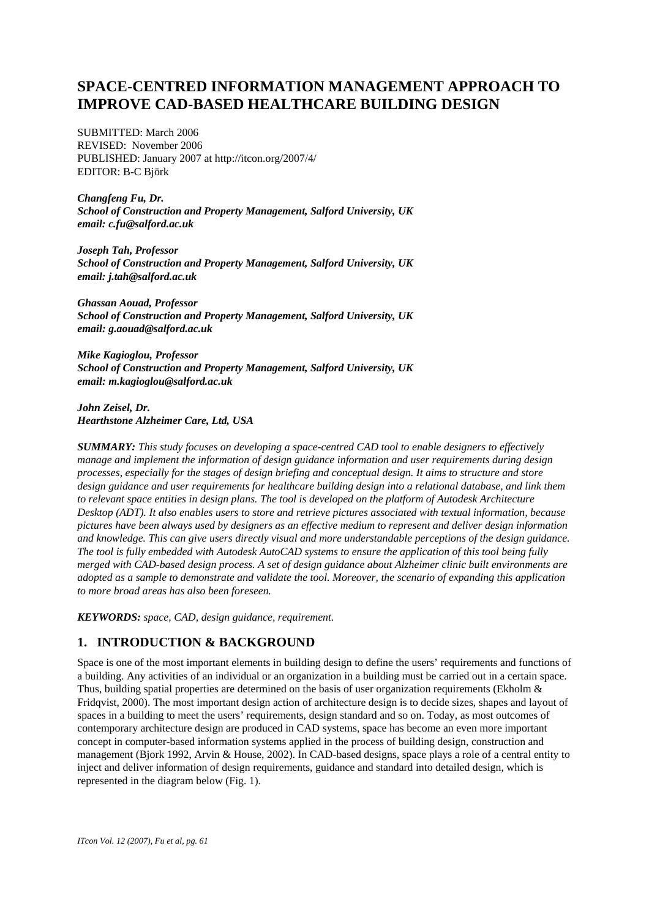# SPACE-CENTRED INFORMATION MANAGEMENT APPROACH TO IMPROVE CAD-BASED HEALTHCARE BUILDING DESIGN

SUBMITTED: March 2006
REVISED: November 2006
PUBLISHED: January 2007 at http://itcon.org/2007/4/
EDITOR: B-C Björk

***Changfeng Fu, Dr.***
***School of Construction and Property Management, Salford University, UK***
***email: c.fu@salford.ac.uk***

***Joseph Tah, Professor***
***School of Construction and Property Management, Salford University, UK***
***email: j.tah@salford.ac.uk***

***Ghassan Aouad, Professor***
***School of Construction and Property Management, Salford University, UK***
***email: g.aouad@salford.ac.uk***

***Mike Kagioglou, Professor***
***School of Construction and Property Management, Salford University, UK***
***email: m.kagioglou@salford.ac.uk***

***John Zeisel, Dr.***
***Hearthstone Alzheimer Care, Ltd, USA***

***SUMMARY:*** *This study focuses on developing a space-centred CAD tool to enable designers to effectively manage and implement the information of design guidance information and user requirements during design processes, especially for the stages of design briefing and conceptual design. It aims to structure and store design guidance and user requirements for healthcare building design into a relational database, and link them to relevant space entities in design plans. The tool is developed on the platform of Autodesk Architecture Desktop (ADT). It also enables users to store and retrieve pictures associated with textual information, because pictures have been always used by designers as an effective medium to represent and deliver design information and knowledge. This can give users directly visual and more understandable perceptions of the design guidance. The tool is fully embedded with Autodesk AutoCAD systems to ensure the application of this tool being fully merged with CAD-based design process. A set of design guidance about Alzheimer clinic built environments are adopted as a sample to demonstrate and validate the tool. Moreover, the scenario of expanding this application to more broad areas has also been foreseen.*

***KEYWORDS:*** *space, CAD, design guidance, requirement.*

## 1. INTRODUCTION & BACKGROUND

Space is one of the most important elements in building design to define the users' requirements and functions of a building. Any activities of an individual or an organization in a building must be carried out in a certain space. Thus, building spatial properties are determined on the basis of user organization requirements (Ekholm & Fridqvist, 2000). The most important design action of architecture design is to decide sizes, shapes and layout of spaces in a building to meet the users' requirements, design standard and so on. Today, as most outcomes of contemporary architecture design are produced in CAD systems, space has become an even more important concept in computer-based information systems applied in the process of building design, construction and management (Bjork 1992, Arvin & House, 2002). In CAD-based designs, space plays a role of a central entity to inject and deliver information of design requirements, guidance and standard into detailed design, which is represented in the diagram below (Fig. 1).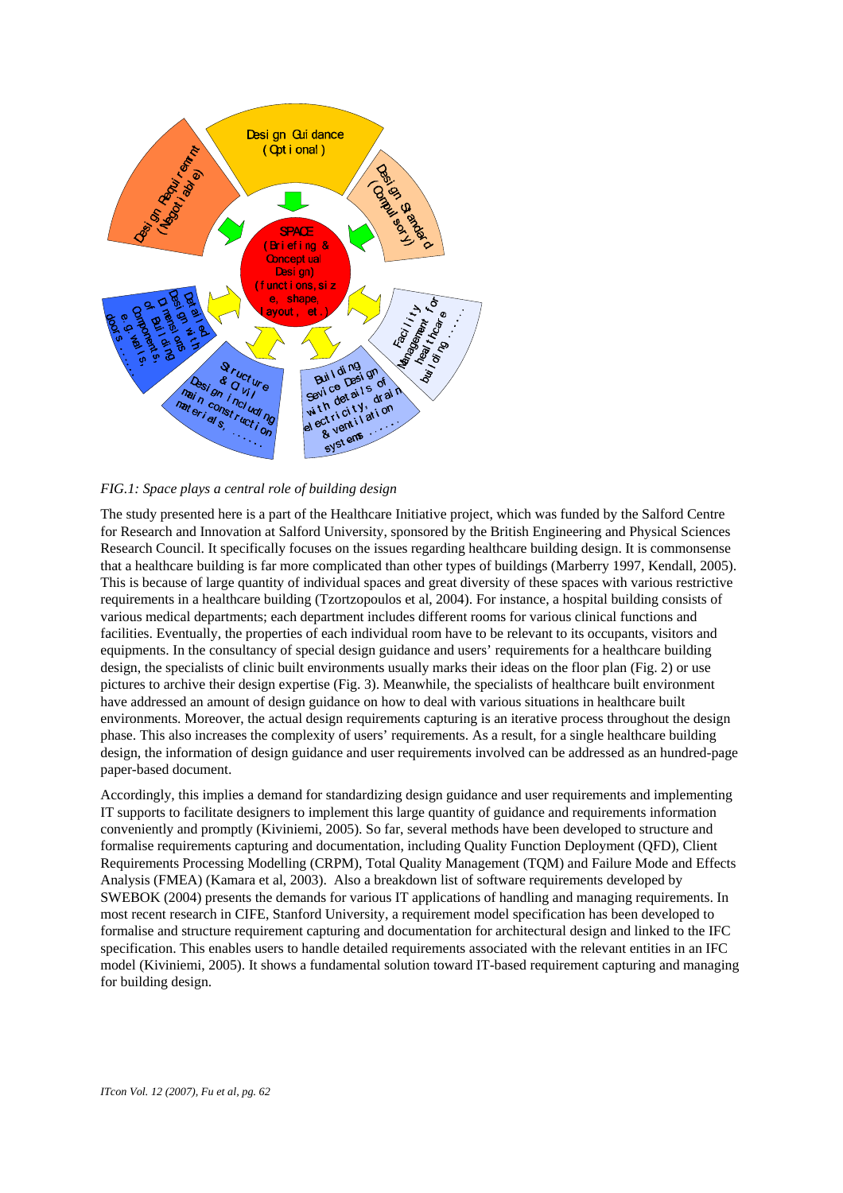FIG.1: *Space plays a central role of building design*

The study presented here is a part of the Healthcare Initiative project, which was funded by the Salford Centre for Research and Innovation at Salford University, sponsored by the British Engineering and Physical Sciences Research Council. It specifically focuses on the issues regarding healthcare building design. It is commonsense that a healthcare building is far more complicated than other types of buildings (Marberry 1997, Kendall, 2005). This is because of large quantity of individual spaces and great diversity of these spaces with various restrictive requirements in a healthcare building (Tzortzopoulos et al, 2004). For instance, a hospital building consists of various medical departments; each department includes different rooms for various clinical functions and facilities. Eventually, the properties of each individual room have to be relevant to its occupants, visitors and equipments. In the consultancy of special design guidance and users' requirements for a healthcare building design, the specialists of clinic built environments usually marks their ideas on the floor plan (Fig. 2) or use pictures to archive their design expertise (Fig. 3). Meanwhile, the specialists of healthcare built environment have addressed an amount of design guidance on how to deal with various situations in healthcare built environments. Moreover, the actual design requirements capturing is an iterative process throughout the design phase. This also increases the complexity of users' requirements. As a result, for a single healthcare building design, the information of design guidance and user requirements involved can be addressed as an hundred-page paper-based document.

Accordingly, this implies a demand for standardizing design guidance and user requirements and implementing IT supports to facilitate designers to implement this large quantity of guidance and requirements information conveniently and promptly (Kiviniemi, 2005). So far, several methods have been developed to structure and formalise requirements capturing and documentation, including Quality Function Deployment (QFD), Client Requirements Processing Modelling (CRPM), Total Quality Management (TQM) and Failure Mode and Effects Analysis (FMEA) (Kamara et al, 2003). Also a breakdown list of software requirements developed by SWEBOK (2004) presents the demands for various IT applications of handling and managing requirements. In most recent research in CIFE, Stanford University, a requirement model specification has been developed to formalise and structure requirement capturing and documentation for architectural design and linked to the IFC specification. This enables users to handle detailed requirements associated with the relevant entities in an IFC model (Kiviniemi, 2005). It shows a fundamental solution toward IT-based requirement capturing and managing for building design.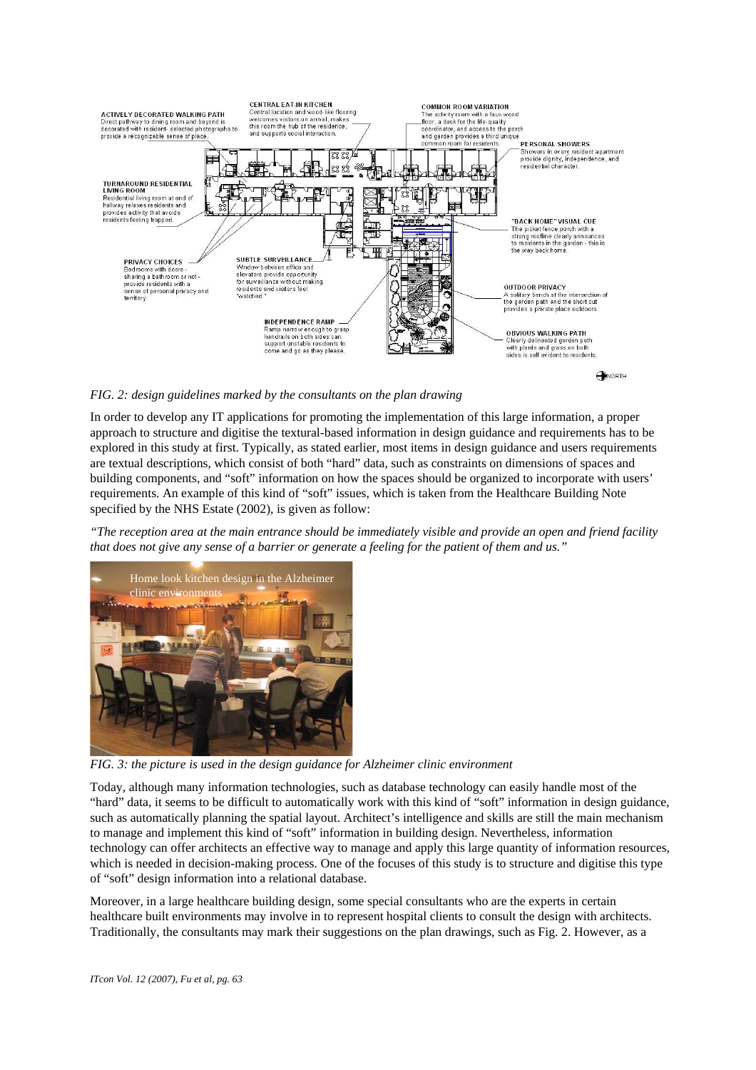*FIG. 2: design guidelines marked by the consultants on the plan drawing*

In order to develop any IT applications for promoting the implementation of this large information, a proper approach to structure and digitise the textural-based information in design guidance and requirements has to be explored in this study at first. Typically, as stated earlier, most items in design guidance and users requirements are textual descriptions, which consist of both "hard" data, such as constraints on dimensions of spaces and building components, and "soft" information on how the spaces should be organized to incorporate with users' requirements. An example of this kind of "soft" issues, which is taken from the Healthcare Building Note specified by the NHS Estate (2002), is given as follow:

*"The reception area at the main entrance should be immediately visible and provide an open and friend facility that does not give any sense of a barrier or generate a feeling for the patient of them and us."*

*FIG. 3: the picture is used in the design guidance for Alzheimer clinic environment*

Today, although many information technologies, such as database technology can easily handle most of the "hard" data, it seems to be difficult to automatically work with this kind of "soft" information in design guidance, such as automatically planning the spatial layout. Architect's intelligence and skills are still the main mechanism to manage and implement this kind of "soft" information in building design. Nevertheless, information technology can offer architects an effective way to manage and apply this large quantity of information resources, which is needed in decision-making process. One of the focuses of this study is to structure and digitise this type of "soft" design information into a relational database.

Moreover, in a large healthcare building design, some special consultants who are the experts in certain healthcare built environments may involve in to represent hospital clients to consult the design with architects. Traditionally, the consultants may mark their suggestions on the plan drawings, such as Fig. 2. However, as a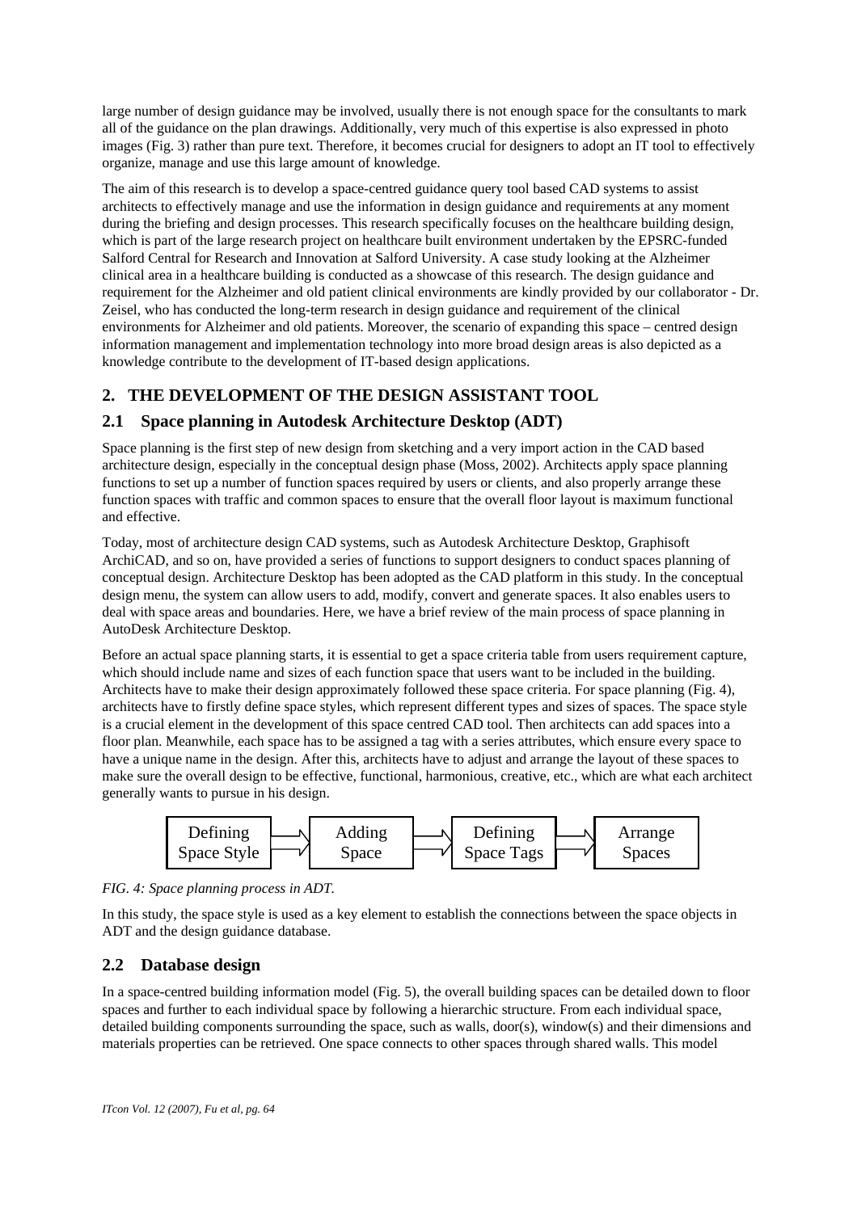large number of design guidance may be involved, usually there is not enough space for the consultants to mark all of the guidance on the plan drawings. Additionally, very much of this expertise is also expressed in photo images (Fig. 3) rather than pure text. Therefore, it becomes crucial for designers to adopt an IT tool to effectively organize, manage and use this large amount of knowledge.

The aim of this research is to develop a space-centred guidance query tool based CAD systems to assist architects to effectively manage and use the information in design guidance and requirements at any moment during the briefing and design processes. This research specifically focuses on the healthcare building design, which is part of the large research project on healthcare built environment undertaken by the EPSRC-funded Salford Central for Research and Innovation at Salford University. A case study looking at the Alzheimer clinical area in a healthcare building is conducted as a showcase of this research. The design guidance and requirement for the Alzheimer and old patient clinical environments are kindly provided by our collaborator - Dr. Zeisel, who has conducted the long-term research in design guidance and requirement of the clinical environments for Alzheimer and old patients. Moreover, the scenario of expanding this space – centred design information management and implementation technology into more broad design areas is also depicted as a knowledge contribute to the development of IT-based design applications.

## 2. THE DEVELOPMENT OF THE DESIGN ASSISTANT TOOL

### 2.1 Space planning in Autodesk Architecture Desktop (ADT)

Space planning is the first step of new design from sketching and a very import action in the CAD based architecture design, especially in the conceptual design phase (Moss, 2002). Architects apply space planning functions to set up a number of function spaces required by users or clients, and also properly arrange these function spaces with traffic and common spaces to ensure that the overall floor layout is maximum functional and effective.

Today, most of architecture design CAD systems, such as Autodesk Architecture Desktop, Graphisoft ArchiCAD, and so on, have provided a series of functions to support designers to conduct spaces planning of conceptual design. Architecture Desktop has been adopted as the CAD platform in this study. In the conceptual design menu, the system can allow users to add, modify, convert and generate spaces. It also enables users to deal with space areas and boundaries. Here, we have a brief review of the main process of space planning in AutoDesk Architecture Desktop.

Before an actual space planning starts, it is essential to get a space criteria table from users requirement capture, which should include name and sizes of each function space that users want to be included in the building. Architects have to make their design approximately followed these space criteria. For space planning (Fig. 4), architects have to firstly define space styles, which represent different types and sizes of spaces. The space style is a crucial element in the development of this space centred CAD tool. Then architects can add spaces into a floor plan. Meanwhile, each space has to be assigned a tag with a series attributes, which ensure every space to have a unique name in the design. After this, architects have to adjust and arrange the layout of these spaces to make sure the overall design to be effective, functional, harmonious, creative, etc., which are what each architect generally wants to pursue in his design.

Defining Space Style → Adding Space → Defining Space Tags → Arrange Spaces

*FIG. 4: Space planning process in ADT.*

In this study, the space style is used as a key element to establish the connections between the space objects in ADT and the design guidance database.

### 2.2 Database design

In a space-centred building information model (Fig. 5), the overall building spaces can be detailed down to floor spaces and further to each individual space by following a hierarchic structure. From each individual space, detailed building components surrounding the space, such as walls, door(s), window(s) and their dimensions and materials properties can be retrieved. One space connects to other spaces through shared walls. This model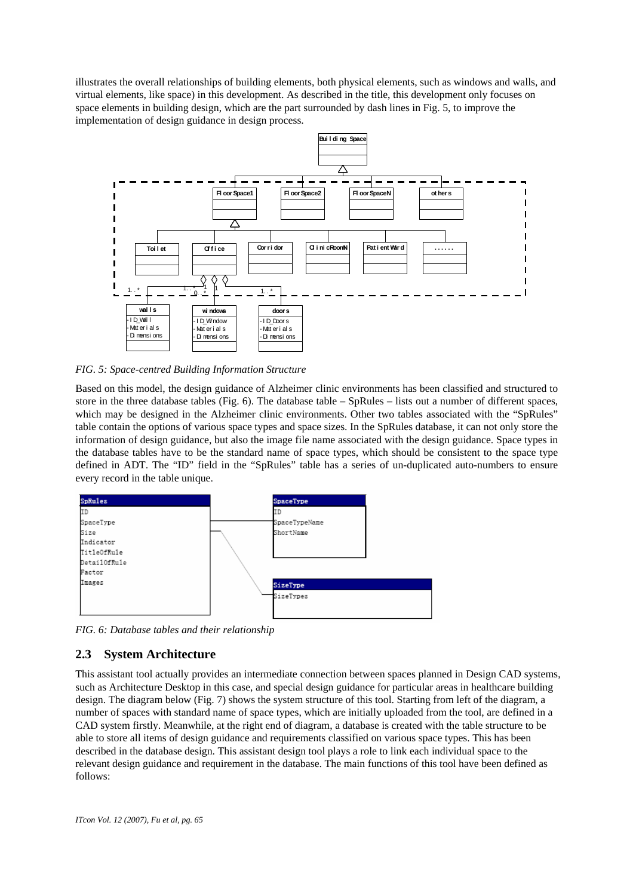illustrates the overall relationships of building elements, both physical elements, such as windows and walls, and virtual elements, like space) in this development. As described in the title, this development only focuses on space elements in building design, which are the part surrounded by dash lines in Fig. 5, to improve the implementation of design guidance in design process.

*FIG. 5: Space-centred Building Information Structure*

Based on this model, the design guidance of Alzheimer clinic environments has been classified and structured to store in the three database tables (Fig. 6). The database table – SpRules – lists out a number of different spaces, which may be designed in the Alzheimer clinic environments. Other two tables associated with the "SpRules" table contain the options of various space types and space sizes. In the SpRules database, it can not only store the information of design guidance, but also the image file name associated with the design guidance. Space types in the database tables have to be the standard name of space types, which should be consistent to the space type defined in ADT. The "ID" field in the "SpRules" table has a series of un-duplicated auto-numbers to ensure every record in the table unique.

*FIG. 6: Database tables and their relationship*

## 2.3 System Architecture

This assistant tool actually provides an intermediate connection between spaces planned in Design CAD systems, such as Architecture Desktop in this case, and special design guidance for particular areas in healthcare building design. The diagram below (Fig. 7) shows the system structure of this tool. Starting from left of the diagram, a number of spaces with standard name of space types, which are initially uploaded from the tool, are defined in a CAD system firstly. Meanwhile, at the right end of diagram, a database is created with the table structure to be able to store all items of design guidance and requirements classified on various space types. This has been described in the database design. This assistant design tool plays a role to link each individual space to the relevant design guidance and requirement in the database. The main functions of this tool have been defined as follows: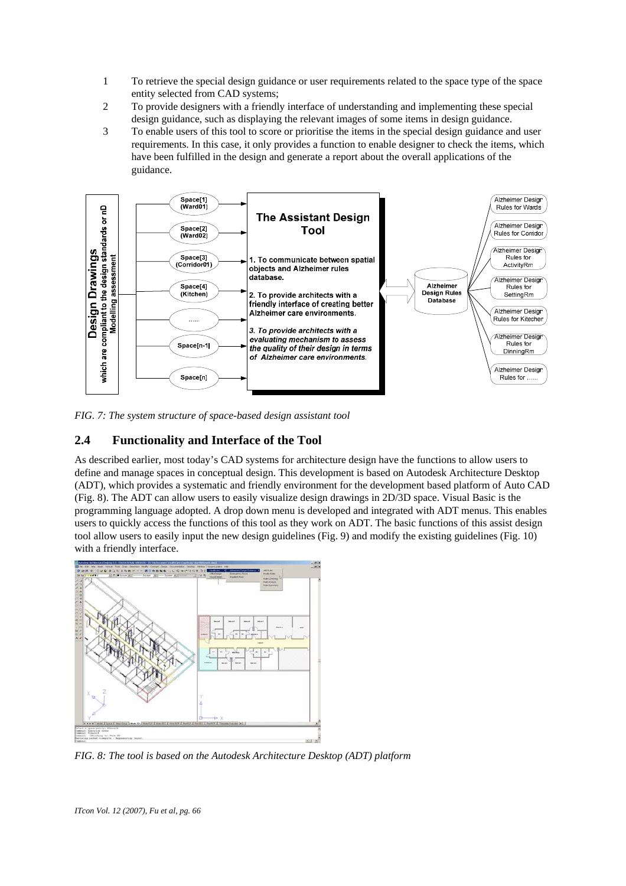1. To retrieve the special design guidance or user requirements related to the space type of the space entity selected from CAD systems;
2. To provide designers with a friendly interface of understanding and implementing these special design guidance, such as displaying the relevant images of some items in design guidance.
3. To enable users of this tool to score or prioritise the items in the special design guidance and user requirements. In this case, it only provides a function to enable designer to check the items, which have been fulfilled in the design and generate a report about the overall applications of the guidance.

*FIG. 7: The system structure of space-based design assistant tool*

## 2.4 Functionality and Interface of the Tool

As described earlier, most today's CAD systems for architecture design have the functions to allow users to define and manage spaces in conceptual design. This development is based on Autodesk Architecture Desktop (ADT), which provides a systematic and friendly environment for the development based platform of Auto CAD (Fig. 8). The ADT can allow users to easily visualize design drawings in 2D/3D space. Visual Basic is the programming language adopted. A drop down menu is developed and integrated with ADT menus. This enables users to quickly access the functions of this tool as they work on ADT. The basic functions of this assist design tool allow users to easily input the new design guidelines (Fig. 9) and modify the existing guidelines (Fig. 10) with a friendly interface.

*FIG. 8: The tool is based on the Autodesk Architecture Desktop (ADT) platform*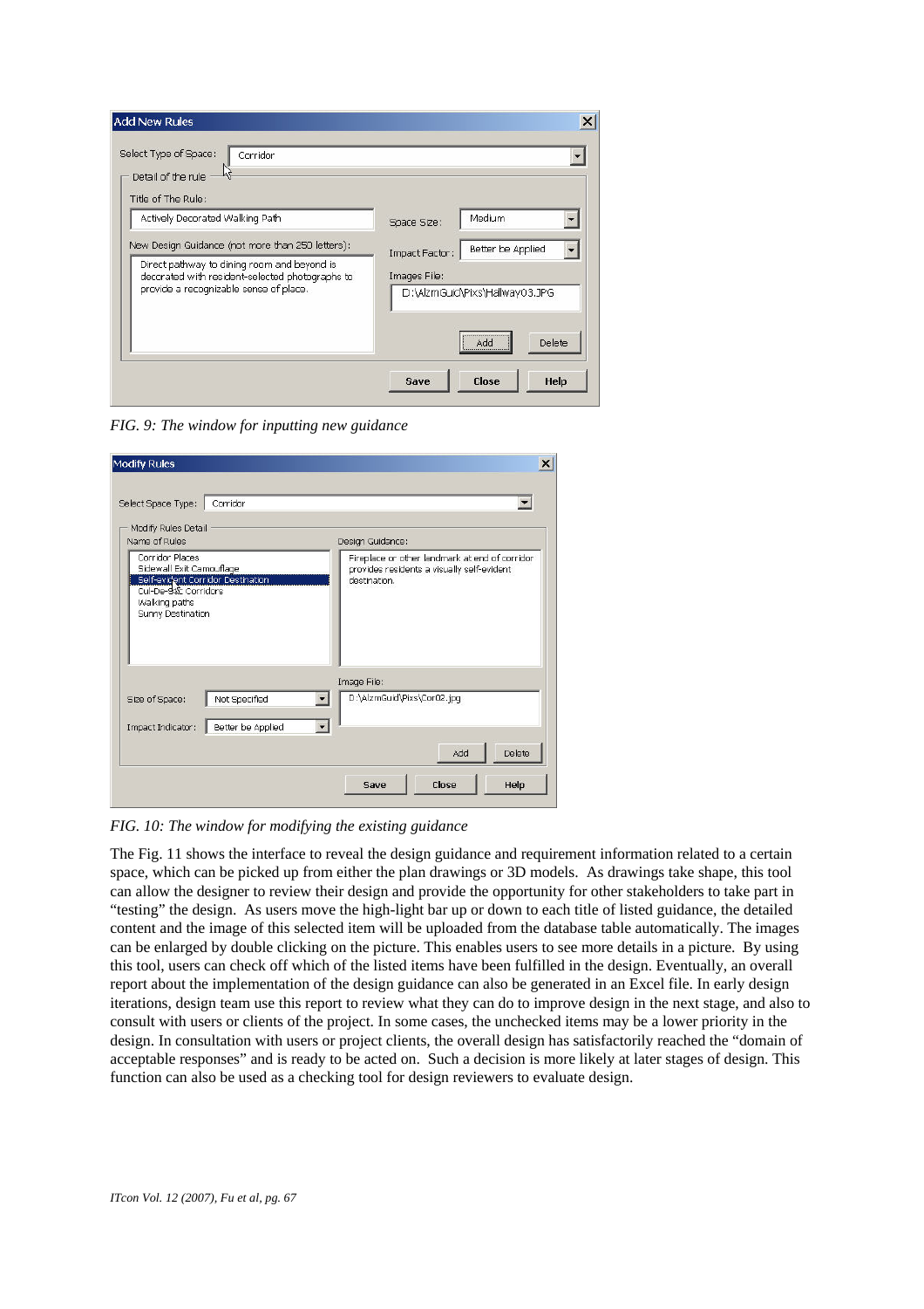FIG. 9: *The window for inputting new guidance*

FIG. 10: *The window for modifying the existing guidance*

The Fig. 11 shows the interface to reveal the design guidance and requirement information related to a certain space, which can be picked up from either the plan drawings or 3D models. As drawings take shape, this tool can allow the designer to review their design and provide the opportunity for other stakeholders to take part in "testing" the design. As users move the high-light bar up or down to each title of listed guidance, the detailed content and the image of this selected item will be uploaded from the database table automatically. The images can be enlarged by double clicking on the picture. This enables users to see more details in a picture. By using this tool, users can check off which of the listed items have been fulfilled in the design. Eventually, an overall report about the implementation of the design guidance can also be generated in an Excel file. In early design iterations, design team use this report to review what they can do to improve design in the next stage, and also to consult with users or clients of the project. In some cases, the unchecked items may be a lower priority in the design. In consultation with users or project clients, the overall design has satisfactorily reached the "domain of acceptable responses" and is ready to be acted on. Such a decision is more likely at later stages of design. This function can also be used as a checking tool for design reviewers to evaluate design.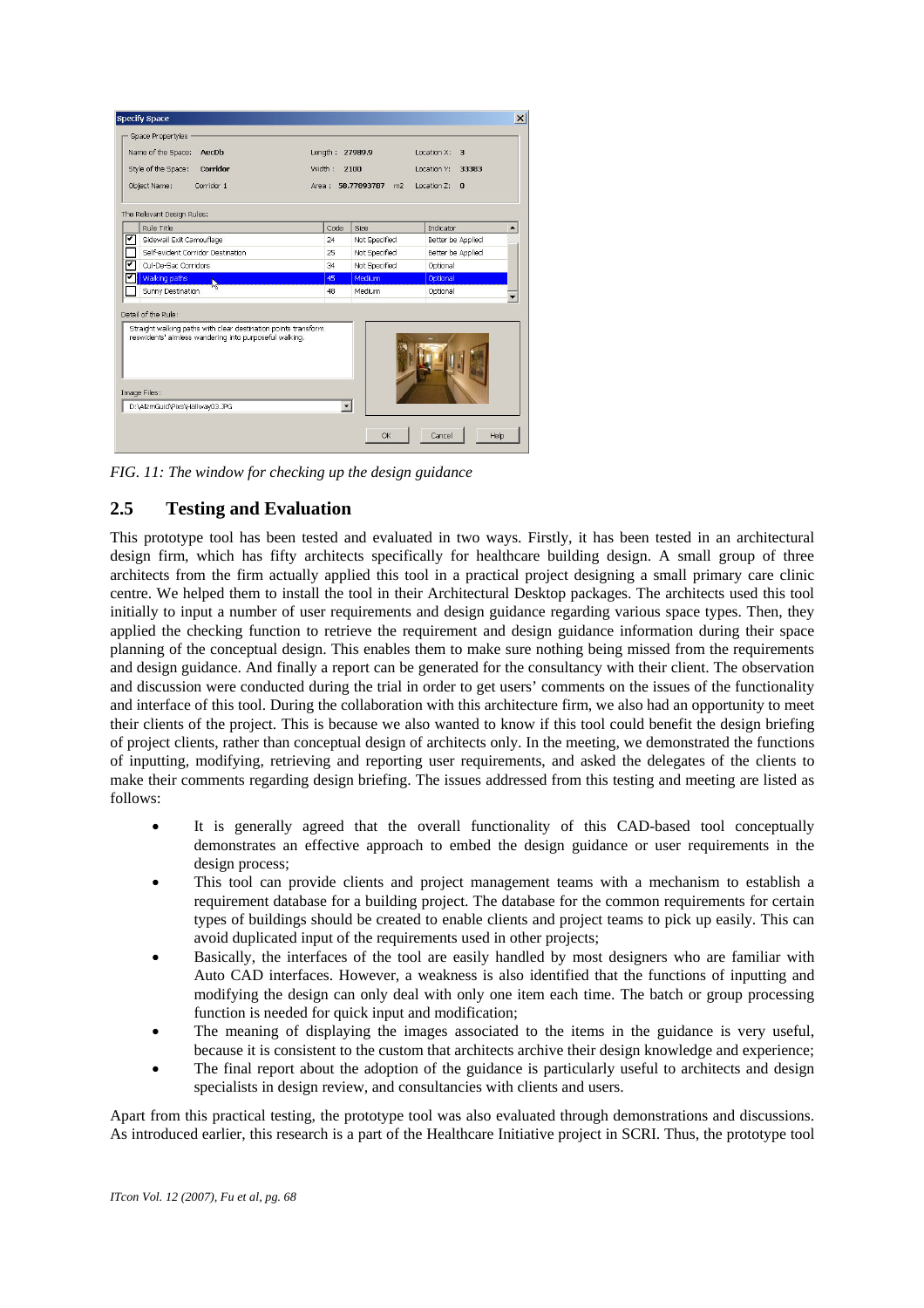*FIG. 11: The window for checking up the design guidance*

## 2.5 Testing and Evaluation

This prototype tool has been tested and evaluated in two ways. Firstly, it has been tested in an architectural design firm, which has fifty architects specifically for healthcare building design. A small group of three architects from the firm actually applied this tool in a practical project designing a small primary care clinic centre. We helped them to install the tool in their Architectural Desktop packages. The architects used this tool initially to input a number of user requirements and design guidance regarding various space types. Then, they applied the checking function to retrieve the requirement and design guidance information during their space planning of the conceptual design. This enables them to make sure nothing being missed from the requirements and design guidance. And finally a report can be generated for the consultancy with their client. The observation and discussion were conducted during the trial in order to get users' comments on the issues of the functionality and interface of this tool. During the collaboration with this architecture firm, we also had an opportunity to meet their clients of the project. This is because we also wanted to know if this tool could benefit the design briefing of project clients, rather than conceptual design of architects only. In the meeting, we demonstrated the functions of inputting, modifying, retrieving and reporting user requirements, and asked the delegates of the clients to make their comments regarding design briefing. The issues addressed from this testing and meeting are listed as follows:

- It is generally agreed that the overall functionality of this CAD-based tool conceptually demonstrates an effective approach to embed the design guidance or user requirements in the design process;
- This tool can provide clients and project management teams with a mechanism to establish a requirement database for a building project. The database for the common requirements for certain types of buildings should be created to enable clients and project teams to pick up easily. This can avoid duplicated input of the requirements used in other projects;
- Basically, the interfaces of the tool are easily handled by most designers who are familiar with Auto CAD interfaces. However, a weakness is also identified that the functions of inputting and modifying the design can only deal with only one item each time. The batch or group processing function is needed for quick input and modification;
- The meaning of displaying the images associated to the items in the guidance is very useful, because it is consistent to the custom that architects archive their design knowledge and experience;
- The final report about the adoption of the guidance is particularly useful to architects and design specialists in design review, and consultancies with clients and users.

Apart from this practical testing, the prototype tool was also evaluated through demonstrations and discussions. As introduced earlier, this research is a part of the Healthcare Initiative project in SCRI. Thus, the prototype tool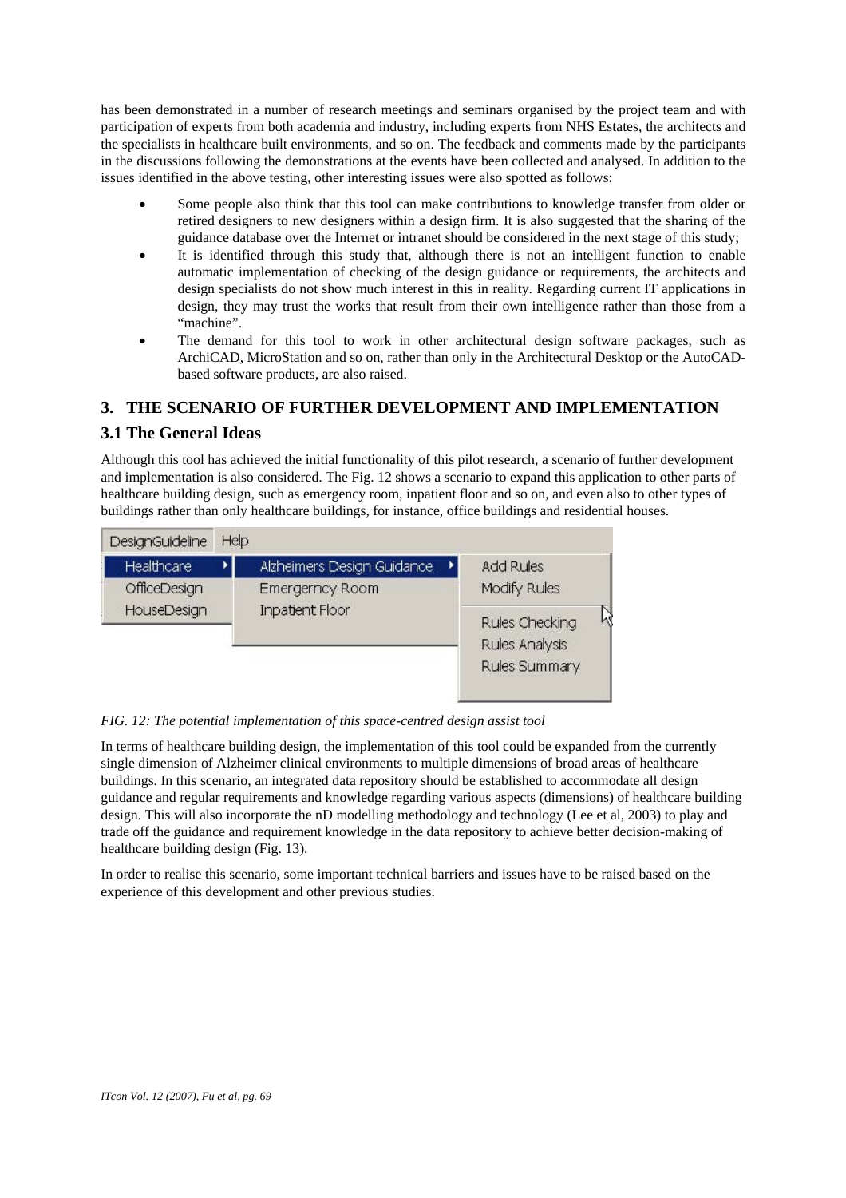has been demonstrated in a number of research meetings and seminars organised by the project team and with participation of experts from both academia and industry, including experts from NHS Estates, the architects and the specialists in healthcare built environments, and so on. The feedback and comments made by the participants in the discussions following the demonstrations at the events have been collected and analysed. In addition to the issues identified in the above testing, other interesting issues were also spotted as follows:

- Some people also think that this tool can make contributions to knowledge transfer from older or retired designers to new designers within a design firm. It is also suggested that the sharing of the guidance database over the Internet or intranet should be considered in the next stage of this study;
- It is identified through this study that, although there is not an intelligent function to enable automatic implementation of checking of the design guidance or requirements, the architects and design specialists do not show much interest in this in reality. Regarding current IT applications in design, they may trust the works that result from their own intelligence rather than those from a "machine".
- The demand for this tool to work in other architectural design software packages, such as ArchiCAD, MicroStation and so on, rather than only in the Architectural Desktop or the AutoCAD-based software products, are also raised.

## 3. THE SCENARIO OF FURTHER DEVELOPMENT AND IMPLEMENTATION

### 3.1 The General Ideas

Although this tool has achieved the initial functionality of this pilot research, a scenario of further development and implementation is also considered. The Fig. 12 shows a scenario to expand this application to other parts of healthcare building design, such as emergency room, inpatient floor and so on, and even also to other types of buildings rather than only healthcare buildings, for instance, office buildings and residential houses.

*FIG. 12: The potential implementation of this space-centred design assist tool*

In terms of healthcare building design, the implementation of this tool could be expanded from the currently single dimension of Alzheimer clinical environments to multiple dimensions of broad areas of healthcare buildings. In this scenario, an integrated data repository should be established to accommodate all design guidance and regular requirements and knowledge regarding various aspects (dimensions) of healthcare building design. This will also incorporate the nD modelling methodology and technology (Lee et al, 2003) to play and trade off the guidance and requirement knowledge in the data repository to achieve better decision-making of healthcare building design (Fig. 13).

In order to realise this scenario, some important technical barriers and issues have to be raised based on the experience of this development and other previous studies.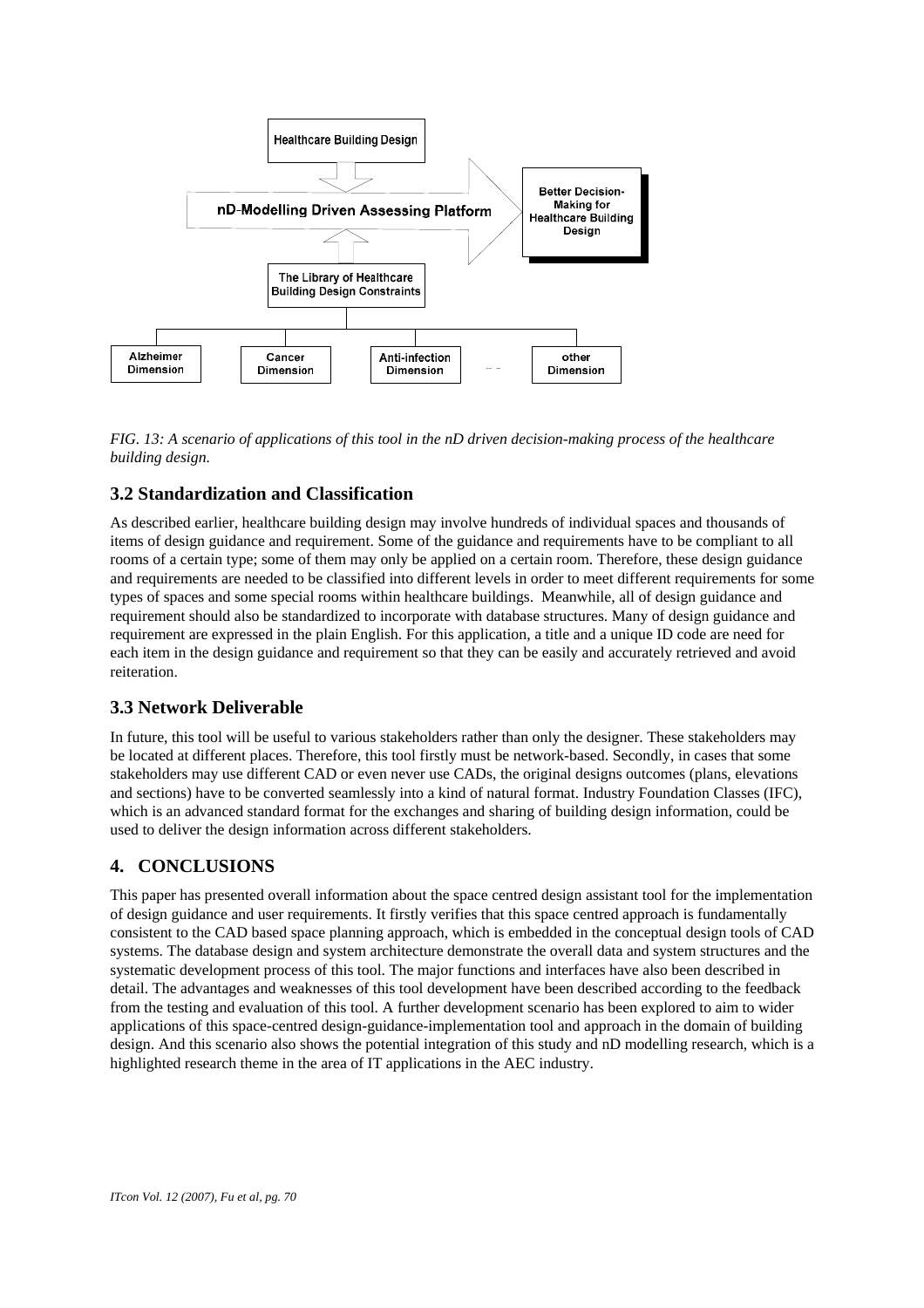FIG. 13: *A scenario of applications of this tool in the nD driven decision-making process of the healthcare building design.*

## 3.2 Standardization and Classification

As described earlier, healthcare building design may involve hundreds of individual spaces and thousands of items of design guidance and requirement. Some of the guidance and requirements have to be compliant to all rooms of a certain type; some of them may only be applied on a certain room. Therefore, these design guidance and requirements are needed to be classified into different levels in order to meet different requirements for some types of spaces and some special rooms within healthcare buildings. Meanwhile, all of design guidance and requirement should also be standardized to incorporate with database structures. Many of design guidance and requirement are expressed in the plain English. For this application, a title and a unique ID code are need for each item in the design guidance and requirement so that they can be easily and accurately retrieved and avoid reiteration.

## 3.3 Network Deliverable

In future, this tool will be useful to various stakeholders rather than only the designer. These stakeholders may be located at different places. Therefore, this tool firstly must be network-based. Secondly, in cases that some stakeholders may use different CAD or even never use CADs, the original designs outcomes (plans, elevations and sections) have to be converted seamlessly into a kind of natural format. Industry Foundation Classes (IFC), which is an advanced standard format for the exchanges and sharing of building design information, could be used to deliver the design information across different stakeholders.

# 4. CONCLUSIONS

This paper has presented overall information about the space centred design assistant tool for the implementation of design guidance and user requirements. It firstly verifies that this space centred approach is fundamentally consistent to the CAD based space planning approach, which is embedded in the conceptual design tools of CAD systems. The database design and system architecture demonstrate the overall data and system structures and the systematic development process of this tool. The major functions and interfaces have also been described in detail. The advantages and weaknesses of this tool development have been described according to the feedback from the testing and evaluation of this tool. A further development scenario has been explored to aim to wider applications of this space-centred design-guidance-implementation tool and approach in the domain of building design. And this scenario also shows the potential integration of this study and nD modelling research, which is a highlighted research theme in the area of IT applications in the AEC industry.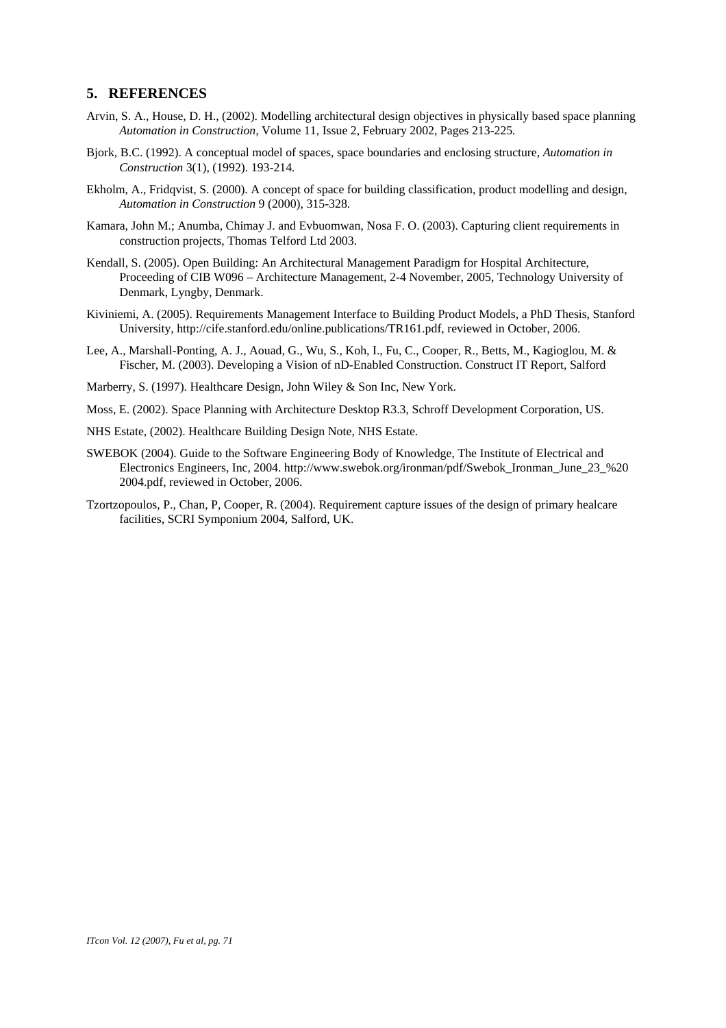## 5. REFERENCES

Arvin, S. A., House, D. H., (2002). Modelling architectural design objectives in physically based space planning *Automation in Construction*, Volume 11, Issue 2, February 2002, Pages 213-225.

Bjork, B.C. (1992). A conceptual model of spaces, space boundaries and enclosing structure, *Automation in Construction* 3(1), (1992). 193-214.

Ekholm, A., Fridqvist, S. (2000). A concept of space for building classification, product modelling and design, *Automation in Construction* 9 (2000), 315-328.

Kamara, John M.; Anumba, Chimay J. and Evbuomwan, Nosa F. O. (2003). Capturing client requirements in construction projects, Thomas Telford Ltd 2003.

Kendall, S. (2005). Open Building: An Architectural Management Paradigm for Hospital Architecture, Proceeding of CIB W096 – Architecture Management, 2-4 November, 2005, Technology University of Denmark, Lyngby, Denmark.

Kiviniemi, A. (2005). Requirements Management Interface to Building Product Models, a PhD Thesis, Stanford University, http://cife.stanford.edu/online.publications/TR161.pdf, reviewed in October, 2006.

Lee, A., Marshall-Ponting, A. J., Aouad, G., Wu, S., Koh, I., Fu, C., Cooper, R., Betts, M., Kagioglou, M. & Fischer, M. (2003). Developing a Vision of nD-Enabled Construction. Construct IT Report, Salford

Marberry, S. (1997). Healthcare Design, John Wiley & Son Inc, New York.

Moss, E. (2002). Space Planning with Architecture Desktop R3.3, Schroff Development Corporation, US.

NHS Estate, (2002). Healthcare Building Design Note, NHS Estate.

SWEBOK (2004). Guide to the Software Engineering Body of Knowledge, The Institute of Electrical and Electronics Engineers, Inc, 2004. http://www.swebok.org/ironman/pdf/Swebok_Ironman_June_23_%20 2004.pdf, reviewed in October, 2006.

Tzortzopoulos, P., Chan, P, Cooper, R. (2004). Requirement capture issues of the design of primary healcare facilities, SCRI Symponium 2004, Salford, UK.